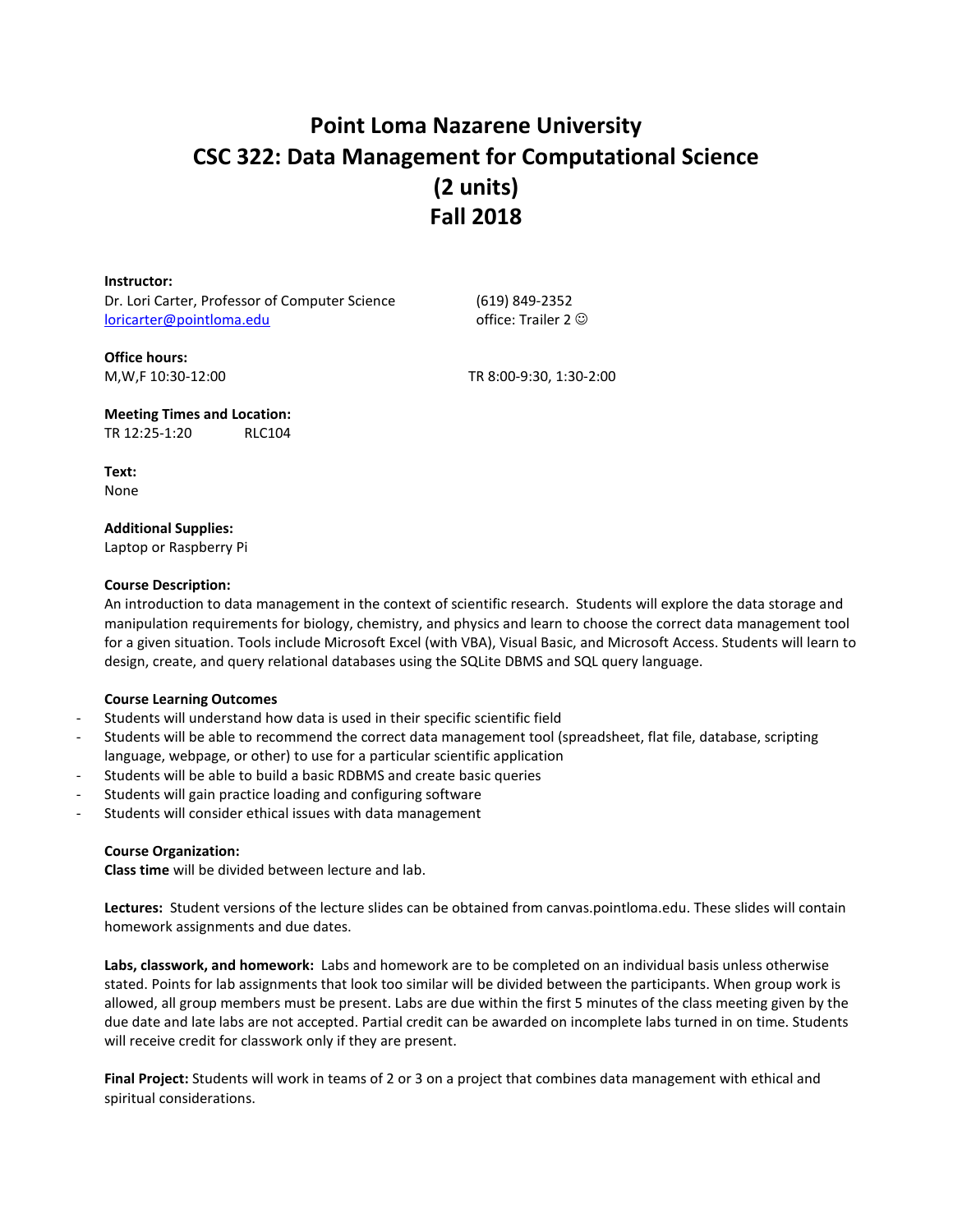# Point Loma Nazarene University
# CSC 322: Data Management for Computational Science
# (2 units)
# Fall 2018

**Instructor:**
Dr. Lori Carter, Professor of Computer Science
loricarter@pointloma.edu
(619) 849-2352
office: Trailer 2 ☺

**Office hours:**
M,W,F 10:30-12:00
TR 8:00-9:30, 1:30-2:00

**Meeting Times and Location:**
TR 12:25-1:20 RLC104

**Text:**
None

**Additional Supplies:**
Laptop or Raspberry Pi

**Course Description:**
An introduction to data management in the context of scientific research. Students will explore the data storage and manipulation requirements for biology, chemistry, and physics and learn to choose the correct data management tool for a given situation. Tools include Microsoft Excel (with VBA), Visual Basic, and Microsoft Access. Students will learn to design, create, and query relational databases using the SQLite DBMS and SQL query language.

**Course Learning Outcomes**

- Students will understand how data is used in their specific scientific field
- Students will be able to recommend the correct data management tool (spreadsheet, flat file, database, scripting language, webpage, or other) to use for a particular scientific application
- Students will be able to build a basic RDBMS and create basic queries
- Students will gain practice loading and configuring software
- Students will consider ethical issues with data management

**Course Organization:**
**Class time** will be divided between lecture and lab.

**Lectures:** Student versions of the lecture slides can be obtained from canvas.pointloma.edu. These slides will contain homework assignments and due dates.

**Labs, classwork, and homework:** Labs and homework are to be completed on an individual basis unless otherwise stated. Points for lab assignments that look too similar will be divided between the participants. When group work is allowed, all group members must be present. Labs are due within the first 5 minutes of the class meeting given by the due date and late labs are not accepted. Partial credit can be awarded on incomplete labs turned in on time. Students will receive credit for classwork only if they are present.

**Final Project:** Students will work in teams of 2 or 3 on a project that combines data management with ethical and spiritual considerations.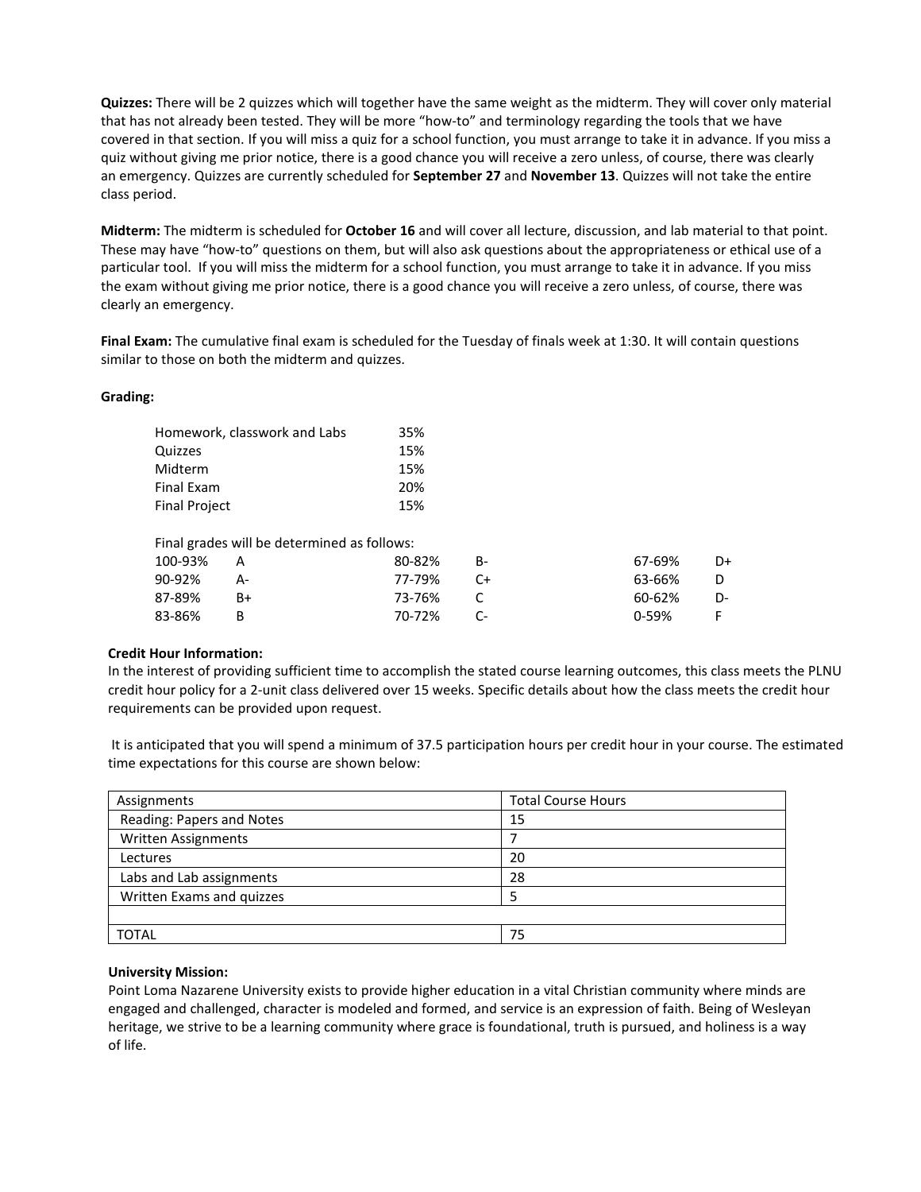**Quizzes:** There will be 2 quizzes which will together have the same weight as the midterm. They will cover only material that has not already been tested. They will be more "how-to" and terminology regarding the tools that we have covered in that section. If you will miss a quiz for a school function, you must arrange to take it in advance. If you miss a quiz without giving me prior notice, there is a good chance you will receive a zero unless, of course, there was clearly an emergency. Quizzes are currently scheduled for **September 27** and **November 13**. Quizzes will not take the entire class period.

**Midterm:** The midterm is scheduled for **October 16** and will cover all lecture, discussion, and lab material to that point. These may have "how-to" questions on them, but will also ask questions about the appropriateness or ethical use of a particular tool. If you will miss the midterm for a school function, you must arrange to take it in advance. If you miss the exam without giving me prior notice, there is a good chance you will receive a zero unless, of course, there was clearly an emergency.

**Final Exam:** The cumulative final exam is scheduled for the Tuesday of finals week at 1:30. It will contain questions similar to those on both the midterm and quizzes.

**Grading:**

| | |
|---|---|
| Homework, classwork and Labs | 35% |
| Quizzes | 15% |
| Midterm | 15% |
| Final Exam | 20% |
| Final Project | 15% |

Final grades will be determined as follows:

| | | | | | |
|---|---|---|---|---|---|
| 100-93% | A | 80-82% | B- | 67-69% | D+ |
| 90-92% | A- | 77-79% | C+ | 63-66% | D |
| 87-89% | B+ | 73-76% | C | 60-62% | D- |
| 83-86% | B | 70-72% | C- | 0-59% | F |

**Credit Hour Information:**

In the interest of providing sufficient time to accomplish the stated course learning outcomes, this class meets the PLNU credit hour policy for a 2-unit class delivered over 15 weeks. Specific details about how the class meets the credit hour requirements can be provided upon request.

It is anticipated that you will spend a minimum of 37.5 participation hours per credit hour in your course. The estimated time expectations for this course are shown below:

| Assignments | Total Course Hours |
|---|---|
| Reading: Papers and Notes | 15 |
| Written Assignments | 7 |
| Lectures | 20 |
| Labs and Lab assignments | 28 |
| Written Exams and quizzes | 5 |
| | |
| TOTAL | 75 |

**University Mission:**

Point Loma Nazarene University exists to provide higher education in a vital Christian community where minds are engaged and challenged, character is modeled and formed, and service is an expression of faith. Being of Wesleyan heritage, we strive to be a learning community where grace is foundational, truth is pursued, and holiness is a way of life.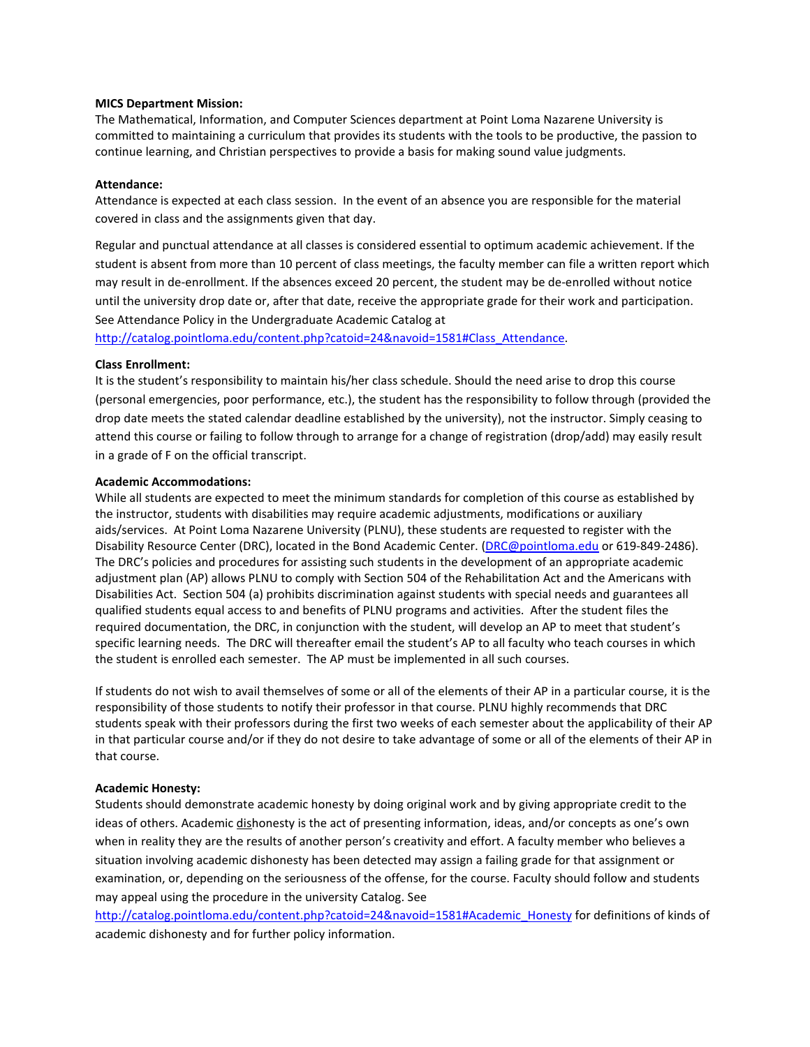**MICS Department Mission:**
The Mathematical, Information, and Computer Sciences department at Point Loma Nazarene University is committed to maintaining a curriculum that provides its students with the tools to be productive, the passion to continue learning, and Christian perspectives to provide a basis for making sound value judgments.

**Attendance:**
Attendance is expected at each class session. In the event of an absence you are responsible for the material covered in class and the assignments given that day.

Regular and punctual attendance at all classes is considered essential to optimum academic achievement. If the student is absent from more than 10 percent of class meetings, the faculty member can file a written report which may result in de-enrollment. If the absences exceed 20 percent, the student may be de-enrolled without notice until the university drop date or, after that date, receive the appropriate grade for their work and participation. See Attendance Policy in the Undergraduate Academic Catalog at http://catalog.pointloma.edu/content.php?catoid=24&navoid=1581#Class_Attendance.

**Class Enrollment:**
It is the student's responsibility to maintain his/her class schedule. Should the need arise to drop this course (personal emergencies, poor performance, etc.), the student has the responsibility to follow through (provided the drop date meets the stated calendar deadline established by the university), not the instructor. Simply ceasing to attend this course or failing to follow through to arrange for a change of registration (drop/add) may easily result in a grade of F on the official transcript.

**Academic Accommodations:**
While all students are expected to meet the minimum standards for completion of this course as established by the instructor, students with disabilities may require academic adjustments, modifications or auxiliary aids/services. At Point Loma Nazarene University (PLNU), these students are requested to register with the Disability Resource Center (DRC), located in the Bond Academic Center. (DRC@pointloma.edu or 619-849-2486). The DRC's policies and procedures for assisting such students in the development of an appropriate academic adjustment plan (AP) allows PLNU to comply with Section 504 of the Rehabilitation Act and the Americans with Disabilities Act. Section 504 (a) prohibits discrimination against students with special needs and guarantees all qualified students equal access to and benefits of PLNU programs and activities. After the student files the required documentation, the DRC, in conjunction with the student, will develop an AP to meet that student's specific learning needs. The DRC will thereafter email the student's AP to all faculty who teach courses in which the student is enrolled each semester. The AP must be implemented in all such courses.

If students do not wish to avail themselves of some or all of the elements of their AP in a particular course, it is the responsibility of those students to notify their professor in that course. PLNU highly recommends that DRC students speak with their professors during the first two weeks of each semester about the applicability of their AP in that particular course and/or if they do not desire to take advantage of some or all of the elements of their AP in that course.

**Academic Honesty:**
Students should demonstrate academic honesty by doing original work and by giving appropriate credit to the ideas of others. Academic dishonesty is the act of presenting information, ideas, and/or concepts as one's own when in reality they are the results of another person's creativity and effort. A faculty member who believes a situation involving academic dishonesty has been detected may assign a failing grade for that assignment or examination, or, depending on the seriousness of the offense, for the course. Faculty should follow and students may appeal using the procedure in the university Catalog. See http://catalog.pointloma.edu/content.php?catoid=24&navoid=1581#Academic_Honesty for definitions of kinds of academic dishonesty and for further policy information.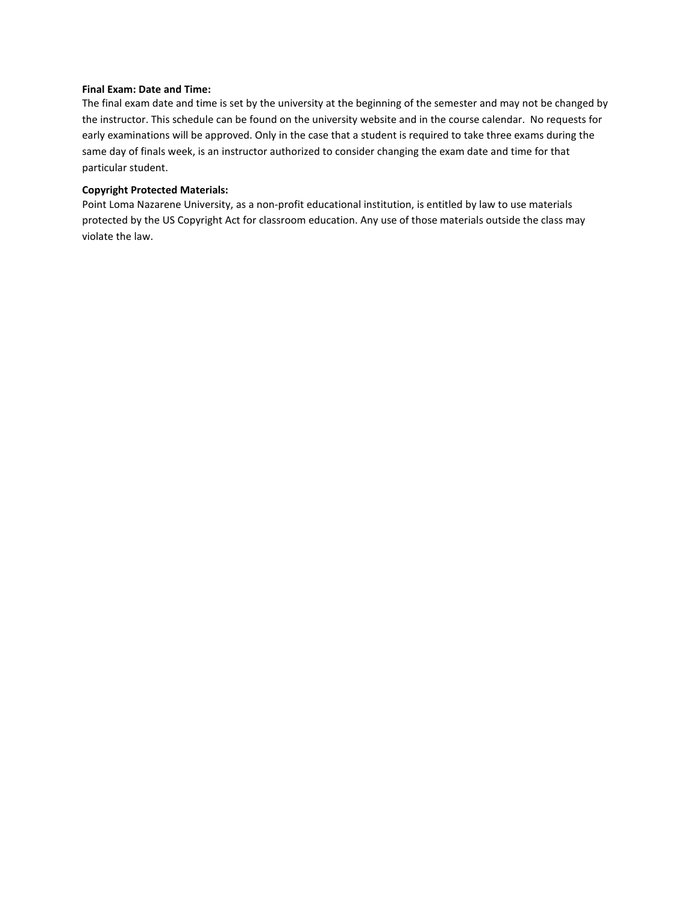**Final Exam: Date and Time:**
The final exam date and time is set by the university at the beginning of the semester and may not be changed by the instructor. This schedule can be found on the university website and in the course calendar. No requests for early examinations will be approved. Only in the case that a student is required to take three exams during the same day of finals week, is an instructor authorized to consider changing the exam date and time for that particular student.

**Copyright Protected Materials:**
Point Loma Nazarene University, as a non-profit educational institution, is entitled by law to use materials protected by the US Copyright Act for classroom education. Any use of those materials outside the class may violate the law.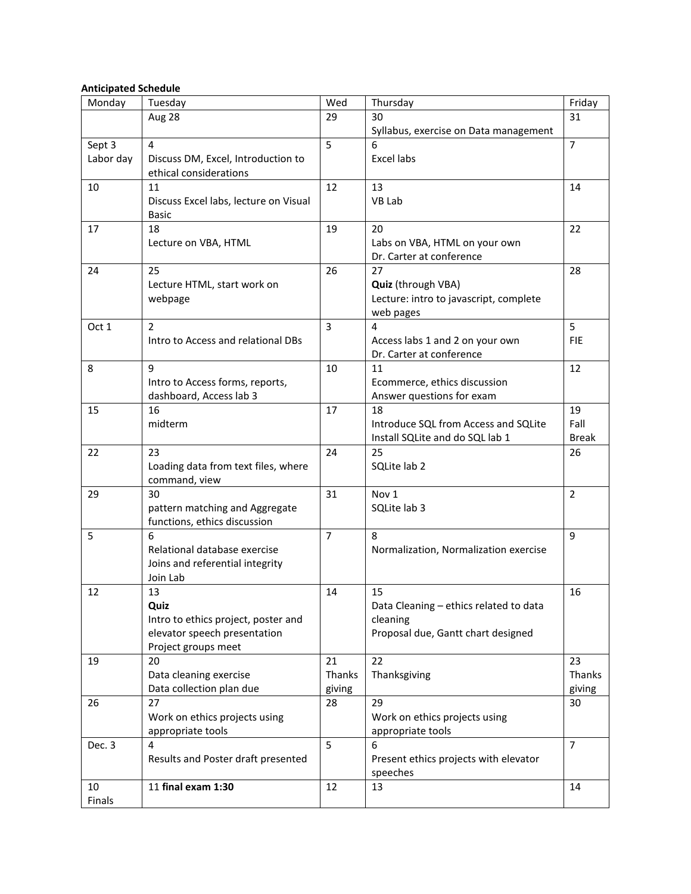**Anticipated Schedule**

| Monday | Tuesday | Wed | Thursday | Friday |
|---|---|---|---|---|
| | Aug 28 | 29 | 30<br>Syllabus, exercise on Data management | 31 |
| Sept 3<br>Labor day | 4<br>Discuss DM, Excel, Introduction to ethical considerations | 5 | 6<br>Excel labs | 7 |
| 10 | 11<br>Discuss Excel labs, lecture on Visual Basic | 12 | 13<br>VB Lab | 14 |
| 17 | 18<br>Lecture on VBA, HTML | 19 | 20<br>Labs on VBA, HTML on your own<br>Dr. Carter at conference | 22 |
| 24 | 25<br>Lecture HTML, start work on webpage | 26 | 27<br>**Quiz** (through VBA)<br>Lecture: intro to javascript, complete web pages | 28 |
| Oct 1 | 2<br>Intro to Access and relational DBs | 3 | 4<br>Access labs 1 and 2 on your own<br>Dr. Carter at conference | 5<br>FIE |
| 8 | 9<br>Intro to Access forms, reports, dashboard, Access lab 3 | 10 | 11<br>Ecommerce, ethics discussion<br>Answer questions for exam | 12 |
| 15 | 16<br>midterm | 17 | 18<br>Introduce SQL from Access and SQLite<br>Install SQLite and do SQL lab 1 | 19<br>Fall Break |
| 22 | 23<br>Loading data from text files, where command, view | 24 | 25<br>SQLite lab 2 | 26 |
| 29 | 30<br>pattern matching and Aggregate functions, ethics discussion | 31 | Nov 1<br>SQLite lab 3 | 2 |
| 5 | 6<br>Relational database exercise<br>Joins and referential integrity<br>Join Lab | 7 | 8<br>Normalization, Normalization exercise | 9 |
| 12 | 13<br>**Quiz**<br>Intro to ethics project, poster and elevator speech presentation<br>Project groups meet | 14 | 15<br>Data Cleaning – ethics related to data cleaning<br>Proposal due, Gantt chart designed | 16 |
| 19 | 20<br>Data cleaning exercise<br>Data collection plan due | 21<br>Thanks giving | 22<br>Thanksgiving | 23<br>Thanks giving |
| 26 | 27<br>Work on ethics projects using appropriate tools | 28 | 29<br>Work on ethics projects using appropriate tools | 30 |
| Dec. 3 | 4<br>Results and Poster draft presented | 5 | 6<br>Present ethics projects with elevator speeches | 7 |
| 10<br>Finals | 11 **final exam 1:30** | 12 | 13 | 14 |